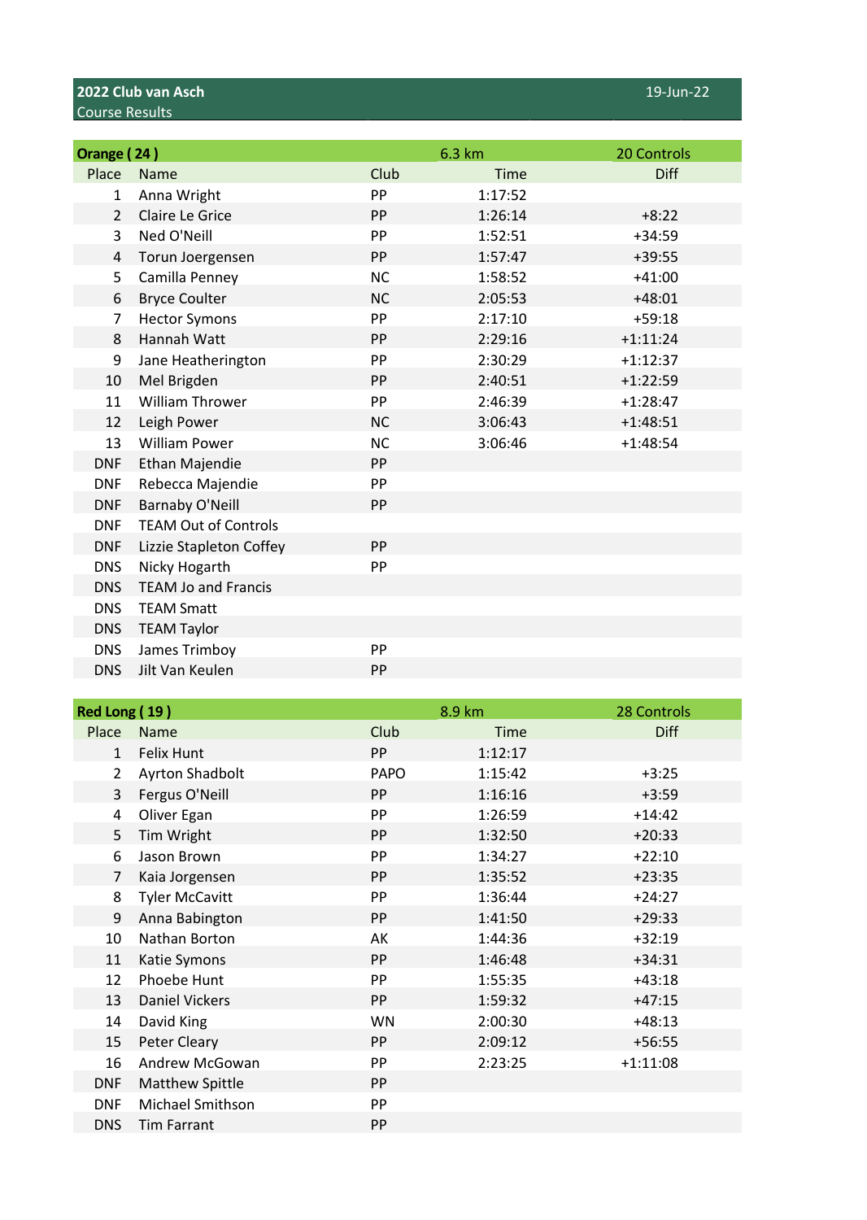## 2022 Club van Asch

Course Results

19-Jun-22

| Orange ( 24 ) | | | 6.3 km | 20 Controls |
|---|---|---|---|---|
| Place | Name | Club | Time | Diff |
| 1 | Anna Wright | PP | 1:17:52 | |
| 2 | Claire Le Grice | PP | 1:26:14 | +8:22 |
| 3 | Ned O'Neill | PP | 1:52:51 | +34:59 |
| 4 | Torun Joergensen | PP | 1:57:47 | +39:55 |
| 5 | Camilla Penney | NC | 1:58:52 | +41:00 |
| 6 | Bryce Coulter | NC | 2:05:53 | +48:01 |
| 7 | Hector Symons | PP | 2:17:10 | +59:18 |
| 8 | Hannah Watt | PP | 2:29:16 | +1:11:24 |
| 9 | Jane Heatherington | PP | 2:30:29 | +1:12:37 |
| 10 | Mel Brigden | PP | 2:40:51 | +1:22:59 |
| 11 | William Thrower | PP | 2:46:39 | +1:28:47 |
| 12 | Leigh Power | NC | 3:06:43 | +1:48:51 |
| 13 | William Power | NC | 3:06:46 | +1:48:54 |
| DNF | Ethan Majendie | PP | | |
| DNF | Rebecca Majendie | PP | | |
| DNF | Barnaby O'Neill | PP | | |
| DNF | TEAM Out of Controls | | | |
| DNF | Lizzie Stapleton Coffey | PP | | |
| DNS | Nicky Hogarth | PP | | |
| DNS | TEAM Jo and Francis | | | |
| DNS | TEAM Smatt | | | |
| DNS | TEAM Taylor | | | |
| DNS | James Trimboy | PP | | |
| DNS | Jilt Van Keulen | PP | | |

| Red Long ( 19 ) | | | 8.9 km | 28 Controls |
|---|---|---|---|---|
| Place | Name | Club | Time | Diff |
| 1 | Felix Hunt | PP | 1:12:17 | |
| 2 | Ayrton Shadbolt | PAPO | 1:15:42 | +3:25 |
| 3 | Fergus O'Neill | PP | 1:16:16 | +3:59 |
| 4 | Oliver Egan | PP | 1:26:59 | +14:42 |
| 5 | Tim Wright | PP | 1:32:50 | +20:33 |
| 6 | Jason Brown | PP | 1:34:27 | +22:10 |
| 7 | Kaia Jorgensen | PP | 1:35:52 | +23:35 |
| 8 | Tyler McCavitt | PP | 1:36:44 | +24:27 |
| 9 | Anna Babington | PP | 1:41:50 | +29:33 |
| 10 | Nathan Borton | AK | 1:44:36 | +32:19 |
| 11 | Katie Symons | PP | 1:46:48 | +34:31 |
| 12 | Phoebe Hunt | PP | 1:55:35 | +43:18 |
| 13 | Daniel Vickers | PP | 1:59:32 | +47:15 |
| 14 | David King | WN | 2:00:30 | +48:13 |
| 15 | Peter Cleary | PP | 2:09:12 | +56:55 |
| 16 | Andrew McGowan | PP | 2:23:25 | +1:11:08 |
| DNF | Matthew Spittle | PP | | |
| DNF | Michael Smithson | PP | | |
| DNS | Tim Farrant | PP | | |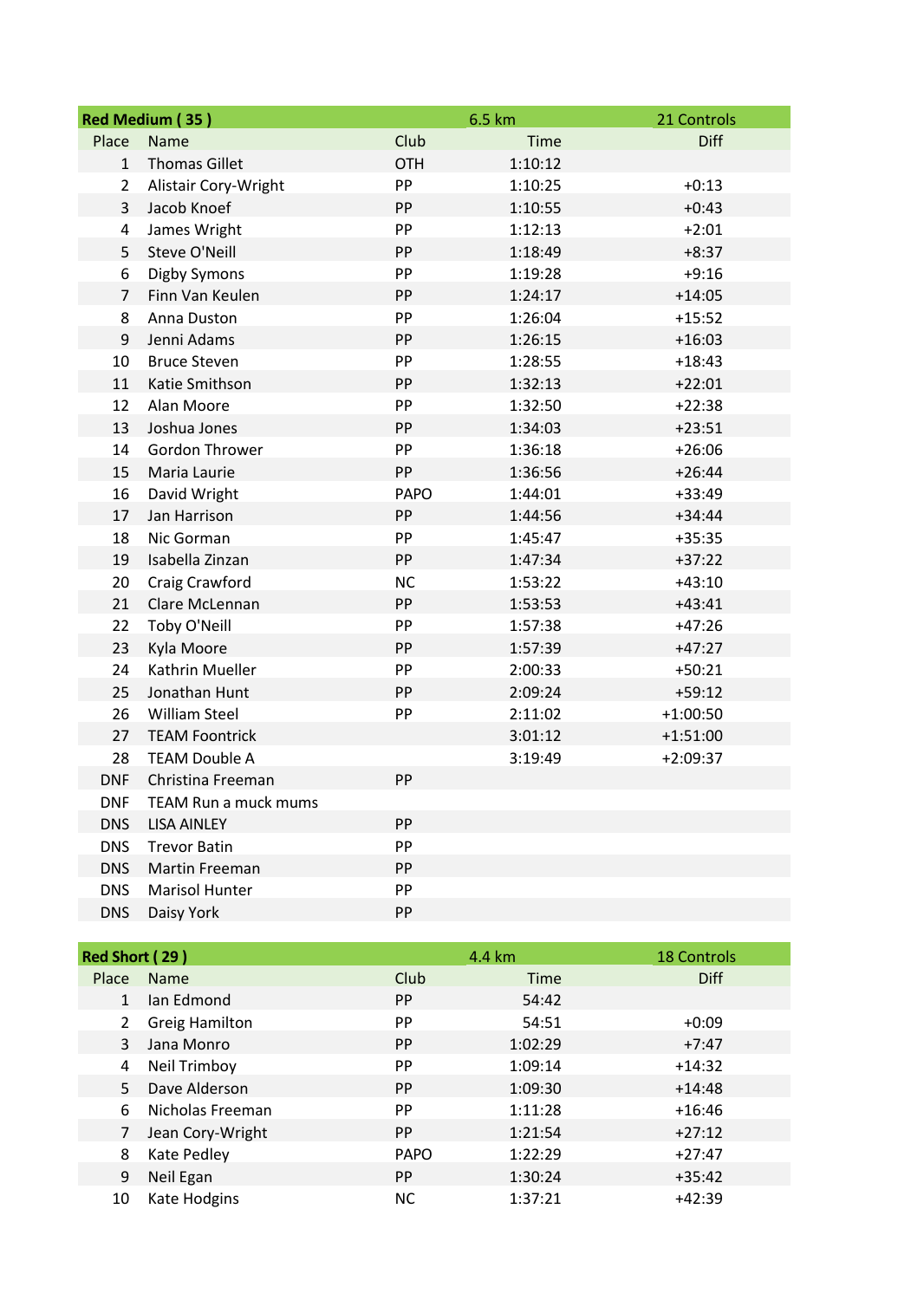| Red Medium ( 35 ) | | | 6.5 km | 21 Controls |
|---|---|---|---|---|
| Place | Name | Club | Time | Diff |
| 1 | Thomas Gillet | OTH | 1:10:12 | |
| 2 | Alistair Cory-Wright | PP | 1:10:25 | +0:13 |
| 3 | Jacob Knoef | PP | 1:10:55 | +0:43 |
| 4 | James Wright | PP | 1:12:13 | +2:01 |
| 5 | Steve O'Neill | PP | 1:18:49 | +8:37 |
| 6 | Digby Symons | PP | 1:19:28 | +9:16 |
| 7 | Finn Van Keulen | PP | 1:24:17 | +14:05 |
| 8 | Anna Duston | PP | 1:26:04 | +15:52 |
| 9 | Jenni Adams | PP | 1:26:15 | +16:03 |
| 10 | Bruce Steven | PP | 1:28:55 | +18:43 |
| 11 | Katie Smithson | PP | 1:32:13 | +22:01 |
| 12 | Alan Moore | PP | 1:32:50 | +22:38 |
| 13 | Joshua Jones | PP | 1:34:03 | +23:51 |
| 14 | Gordon Thrower | PP | 1:36:18 | +26:06 |
| 15 | Maria Laurie | PP | 1:36:56 | +26:44 |
| 16 | David Wright | PAPO | 1:44:01 | +33:49 |
| 17 | Jan Harrison | PP | 1:44:56 | +34:44 |
| 18 | Nic Gorman | PP | 1:45:47 | +35:35 |
| 19 | Isabella Zinzan | PP | 1:47:34 | +37:22 |
| 20 | Craig Crawford | NC | 1:53:22 | +43:10 |
| 21 | Clare McLennan | PP | 1:53:53 | +43:41 |
| 22 | Toby O'Neill | PP | 1:57:38 | +47:26 |
| 23 | Kyla Moore | PP | 1:57:39 | +47:27 |
| 24 | Kathrin Mueller | PP | 2:00:33 | +50:21 |
| 25 | Jonathan Hunt | PP | 2:09:24 | +59:12 |
| 26 | William Steel | PP | 2:11:02 | +1:00:50 |
| 27 | TEAM Foontrick | | 3:01:12 | +1:51:00 |
| 28 | TEAM Double A | | 3:19:49 | +2:09:37 |
| DNF | Christina Freeman | PP | | |
| DNF | TEAM Run a muck mums | | | |
| DNS | LISA AINLEY | PP | | |
| DNS | Trevor Batin | PP | | |
| DNS | Martin Freeman | PP | | |
| DNS | Marisol Hunter | PP | | |
| DNS | Daisy York | PP | | |

| Red Short ( 29 ) | | | 4.4 km | 18 Controls |
|---|---|---|---|---|
| Place | Name | Club | Time | Diff |
| 1 | Ian Edmond | PP | 54:42 | |
| 2 | Greig Hamilton | PP | 54:51 | +0:09 |
| 3 | Jana Monro | PP | 1:02:29 | +7:47 |
| 4 | Neil Trimboy | PP | 1:09:14 | +14:32 |
| 5 | Dave Alderson | PP | 1:09:30 | +14:48 |
| 6 | Nicholas Freeman | PP | 1:11:28 | +16:46 |
| 7 | Jean Cory-Wright | PP | 1:21:54 | +27:12 |
| 8 | Kate Pedley | PAPO | 1:22:29 | +27:47 |
| 9 | Neil Egan | PP | 1:30:24 | +35:42 |
| 10 | Kate Hodgins | NC | 1:37:21 | +42:39 |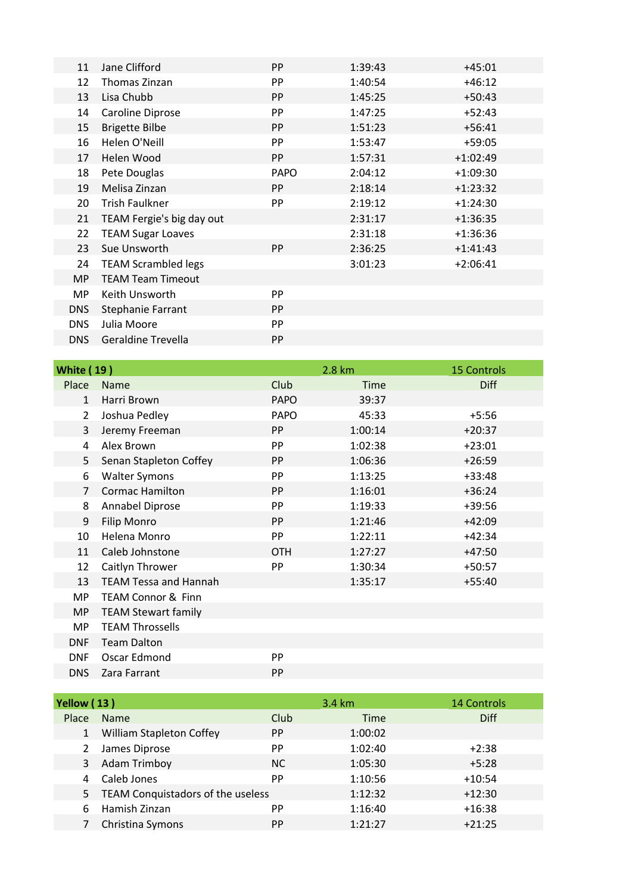| Place | Name | Club | Time | Diff |
|---|---|---|---|---|
| 11 | Jane Clifford | PP | 1:39:43 | +45:01 |
| 12 | Thomas Zinzan | PP | 1:40:54 | +46:12 |
| 13 | Lisa Chubb | PP | 1:45:25 | +50:43 |
| 14 | Caroline Diprose | PP | 1:47:25 | +52:43 |
| 15 | Brigette Bilbe | PP | 1:51:23 | +56:41 |
| 16 | Helen O'Neill | PP | 1:53:47 | +59:05 |
| 17 | Helen Wood | PP | 1:57:31 | +1:02:49 |
| 18 | Pete Douglas | PAPO | 2:04:12 | +1:09:30 |
| 19 | Melisa Zinzan | PP | 2:18:14 | +1:23:32 |
| 20 | Trish Faulkner | PP | 2:19:12 | +1:24:30 |
| 21 | TEAM Fergie's big day out | | 2:31:17 | +1:36:35 |
| 22 | TEAM Sugar Loaves | | 2:31:18 | +1:36:36 |
| 23 | Sue Unsworth | PP | 2:36:25 | +1:41:43 |
| 24 | TEAM Scrambled legs | | 3:01:23 | +2:06:41 |
| MP | TEAM Team Timeout | | | |
| MP | Keith Unsworth | PP | | |
| DNS | Stephanie Farrant | PP | | |
| DNS | Julia Moore | PP | | |
| DNS | Geraldine Trevella | PP | | |

| **White ( 19 )** | | | 2.8 km | 15 Controls |
|---|---|---|---|---|
| Place | Name | Club | Time | Diff |
| 1 | Harri Brown | PAPO | 39:37 | |
| 2 | Joshua Pedley | PAPO | 45:33 | +5:56 |
| 3 | Jeremy Freeman | PP | 1:00:14 | +20:37 |
| 4 | Alex Brown | PP | 1:02:38 | +23:01 |
| 5 | Senan Stapleton Coffey | PP | 1:06:36 | +26:59 |
| 6 | Walter Symons | PP | 1:13:25 | +33:48 |
| 7 | Cormac Hamilton | PP | 1:16:01 | +36:24 |
| 8 | Annabel Diprose | PP | 1:19:33 | +39:56 |
| 9 | Filip Monro | PP | 1:21:46 | +42:09 |
| 10 | Helena Monro | PP | 1:22:11 | +42:34 |
| 11 | Caleb Johnstone | OTH | 1:27:27 | +47:50 |
| 12 | Caitlyn Thrower | PP | 1:30:34 | +50:57 |
| 13 | TEAM Tessa and Hannah | | 1:35:17 | +55:40 |
| MP | TEAM Connor & Finn | | | |
| MP | TEAM Stewart family | | | |
| MP | TEAM Throssells | | | |
| DNF | Team Dalton | | | |
| DNF | Oscar Edmond | PP | | |
| DNS | Zara Farrant | PP | | |

| **Yellow ( 13 )** | | | 3.4 km | 14 Controls |
|---|---|---|---|---|
| Place | Name | Club | Time | Diff |
| 1 | William Stapleton Coffey | PP | 1:00:02 | |
| 2 | James Diprose | PP | 1:02:40 | +2:38 |
| 3 | Adam Trimboy | NC | 1:05:30 | +5:28 |
| 4 | Caleb Jones | PP | 1:10:56 | +10:54 |
| 5 | TEAM Conquistadors of the useless | | 1:12:32 | +12:30 |
| 6 | Hamish Zinzan | PP | 1:16:40 | +16:38 |
| 7 | Christina Symons | PP | 1:21:27 | +21:25 |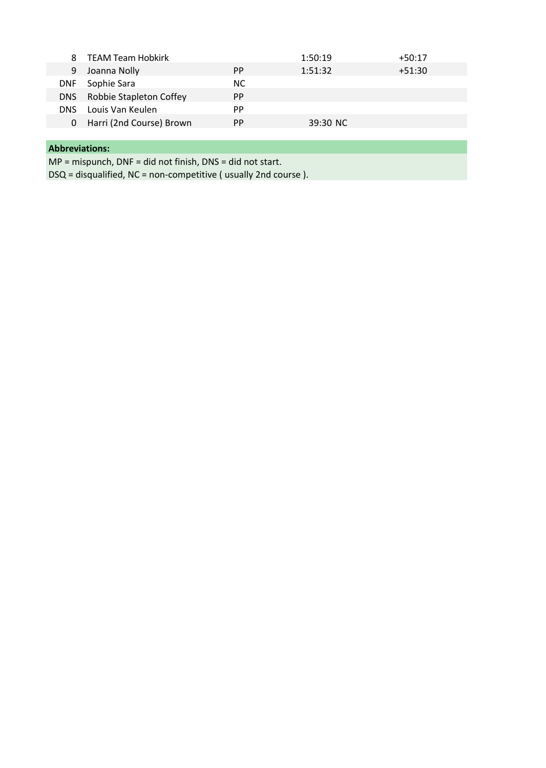| | | | | |
|---|---|---|---|---|
| 8 | TEAM Team Hobkirk | | 1:50:19 | +50:17 |
| 9 | Joanna Nolly | PP | 1:51:32 | +51:30 |
| DNF | Sophie Sara | NC | | |
| DNS | Robbie Stapleton Coffey | PP | | |
| DNS | Louis Van Keulen | PP | | |
| 0 | Harri (2nd Course) Brown | PP | 39:30 NC | |

**Abbreviations:**

MP = mispunch, DNF = did not finish, DNS = did not start.
DSQ = disqualified, NC = non-competitive ( usually 2nd course ).